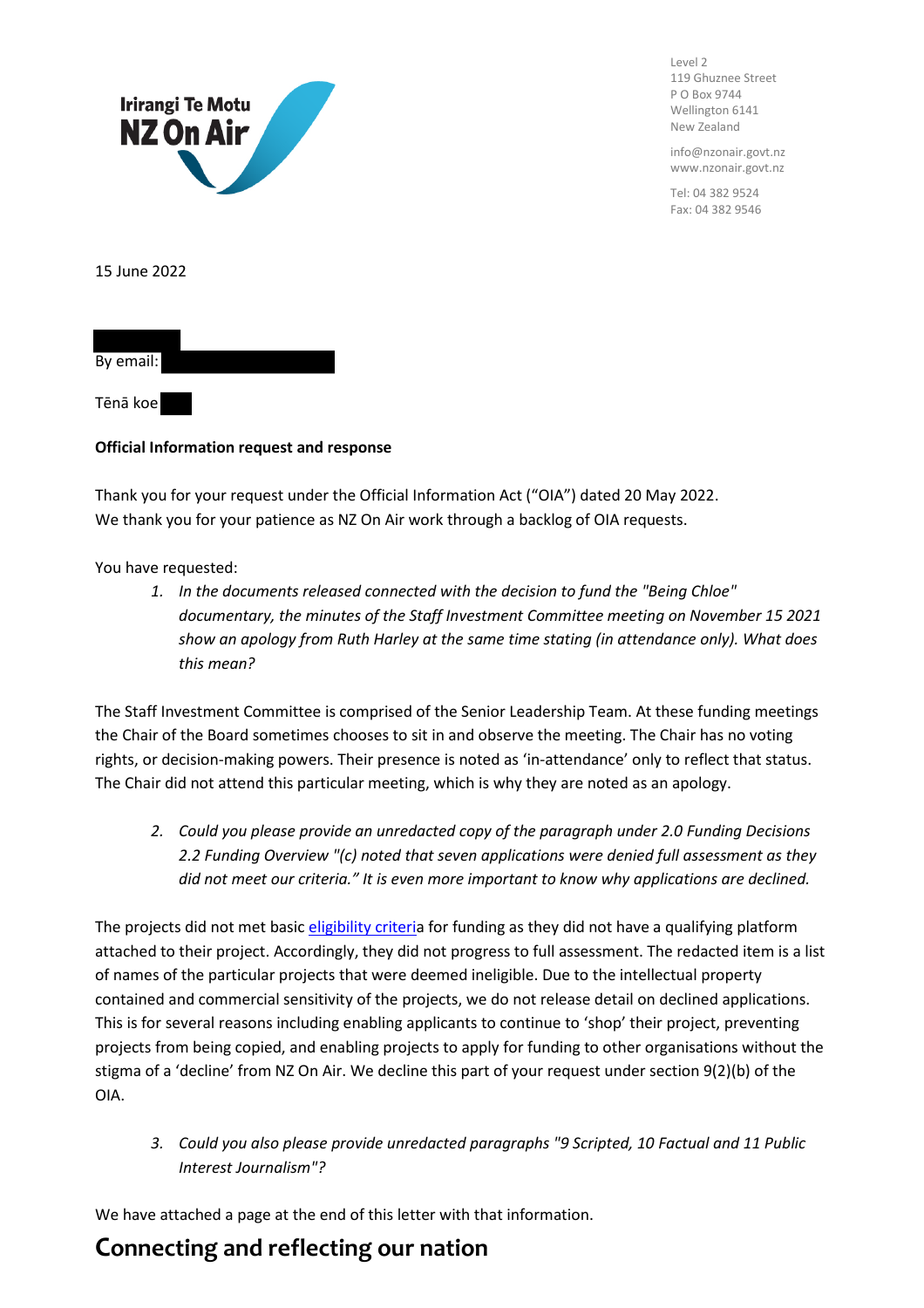Irirangi Te Motu
NZ On Air

Level 2
119 Ghuznee Street
P O Box 9744
Wellington 6141
New Zealand

info@nzonair.govt.nz
www.nzonair.govt.nz

Tel: 04 382 9524
Fax: 04 382 9546

15 June 2022

By email:

Tēnā koe

**Official Information request and response**

Thank you for your request under the Official Information Act ("OIA") dated 20 May 2022. We thank you for your patience as NZ On Air work through a backlog of OIA requests.

You have requested:

1. *In the documents released connected with the decision to fund the "Being Chloe" documentary, the minutes of the Staff Investment Committee meeting on November 15 2021 show an apology from Ruth Harley at the same time stating (in attendance only). What does this mean?*

The Staff Investment Committee is comprised of the Senior Leadership Team. At these funding meetings the Chair of the Board sometimes chooses to sit in and observe the meeting. The Chair has no voting rights, or decision-making powers. Their presence is noted as 'in-attendance' only to reflect that status. The Chair did not attend this particular meeting, which is why they are noted as an apology.

2. *Could you please provide an unredacted copy of the paragraph under 2.0 Funding Decisions 2.2 Funding Overview "(c) noted that seven applications were denied full assessment as they did not meet our criteria." It is even more important to know why applications are declined.*

The projects did not met basic eligibility criteria for funding as they did not have a qualifying platform attached to their project. Accordingly, they did not progress to full assessment. The redacted item is a list of names of the particular projects that were deemed ineligible. Due to the intellectual property contained and commercial sensitivity of the projects, we do not release detail on declined applications. This is for several reasons including enabling applicants to continue to 'shop' their project, preventing projects from being copied, and enabling projects to apply for funding to other organisations without the stigma of a 'decline' from NZ On Air. We decline this part of your request under section 9(2)(b) of the OIA.

3. *Could you also please provide unredacted paragraphs "9 Scripted, 10 Factual and 11 Public Interest Journalism"?*

We have attached a page at the end of this letter with that information.

**Connecting and reflecting our nation**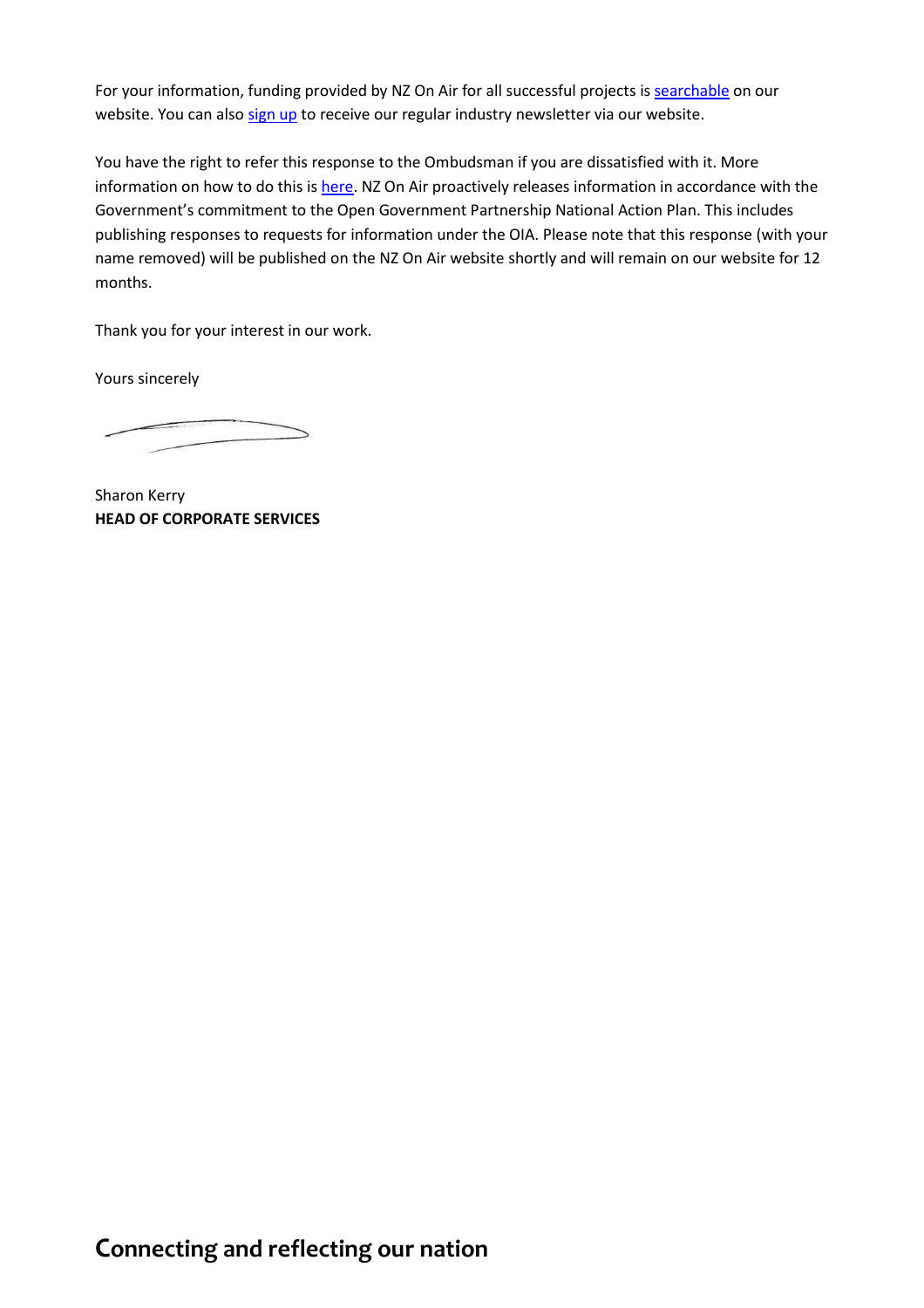For your information, funding provided by NZ On Air for all successful projects is searchable on our website. You can also sign up to receive our regular industry newsletter via our website.

You have the right to refer this response to the Ombudsman if you are dissatisfied with it. More information on how to do this is here. NZ On Air proactively releases information in accordance with the Government's commitment to the Open Government Partnership National Action Plan. This includes publishing responses to requests for information under the OIA. Please note that this response (with your name removed) will be published on the NZ On Air website shortly and will remain on our website for 12 months.

Thank you for your interest in our work.

Yours sincerely

Sharon Kerry
**HEAD OF CORPORATE SERVICES**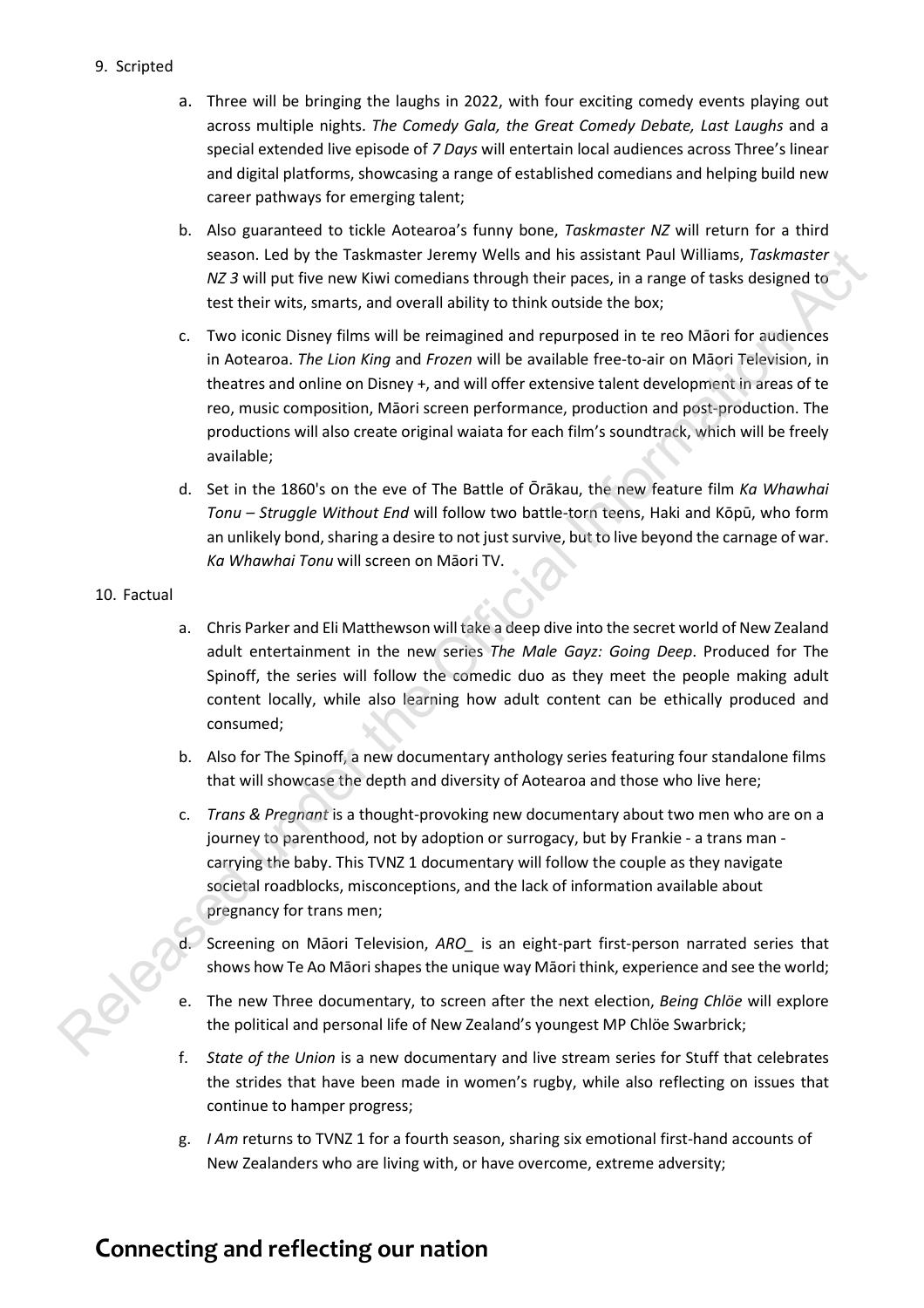9. Scripted

   a. Three will be bringing the laughs in 2022, with four exciting comedy events playing out across multiple nights. *The Comedy Gala, the Great Comedy Debate, Last Laughs* and a special extended live episode of *7 Days* will entertain local audiences across Three's linear and digital platforms, showcasing a range of established comedians and helping build new career pathways for emerging talent;

   b. Also guaranteed to tickle Aotearoa's funny bone, *Taskmaster NZ* will return for a third season. Led by the Taskmaster Jeremy Wells and his assistant Paul Williams, *Taskmaster NZ 3* will put five new Kiwi comedians through their paces, in a range of tasks designed to test their wits, smarts, and overall ability to think outside the box;

   c. Two iconic Disney films will be reimagined and repurposed in te reo Māori for audiences in Aotearoa. *The Lion King* and *Frozen* will be available free-to-air on Māori Television, in theatres and online on Disney +, and will offer extensive talent development in areas of te reo, music composition, Māori screen performance, production and post-production. The productions will also create original waiata for each film's soundtrack, which will be freely available;

   d. Set in the 1860's on the eve of The Battle of Ōrākau, the new feature film *Ka Whawhai Tonu – Struggle Without End* will follow two battle-torn teens, Haki and Kōpū, who form an unlikely bond, sharing a desire to not just survive, but to live beyond the carnage of war. *Ka Whawhai Tonu* will screen on Māori TV.

10. Factual

    a. Chris Parker and Eli Matthewson will take a deep dive into the secret world of New Zealand adult entertainment in the new series *The Male Gayz: Going Deep*. Produced for The Spinoff, the series will follow the comedic duo as they meet the people making adult content locally, while also learning how adult content can be ethically produced and consumed;

    b. Also for The Spinoff, a new documentary anthology series featuring four standalone films that will showcase the depth and diversity of Aotearoa and those who live here;

    c. *Trans & Pregnant* is a thought-provoking new documentary about two men who are on a journey to parenthood, not by adoption or surrogacy, but by Frankie - a trans man - carrying the baby. This TVNZ 1 documentary will follow the couple as they navigate societal roadblocks, misconceptions, and the lack of information available about pregnancy for trans men;

    d. Screening on Māori Television, *ARO_* is an eight-part first-person narrated series that shows how Te Ao Māori shapes the unique way Māori think, experience and see the world;

    e. The new Three documentary, to screen after the next election, *Being Chlöe* will explore the political and personal life of New Zealand's youngest MP Chlöe Swarbrick;

    f. *State of the Union* is a new documentary and live stream series for Stuff that celebrates the strides that have been made in women's rugby, while also reflecting on issues that continue to hamper progress;

    g. *I Am* returns to TVNZ 1 for a fourth season, sharing six emotional first-hand accounts of New Zealanders who are living with, or have overcome, extreme adversity;

## Connecting and reflecting our nation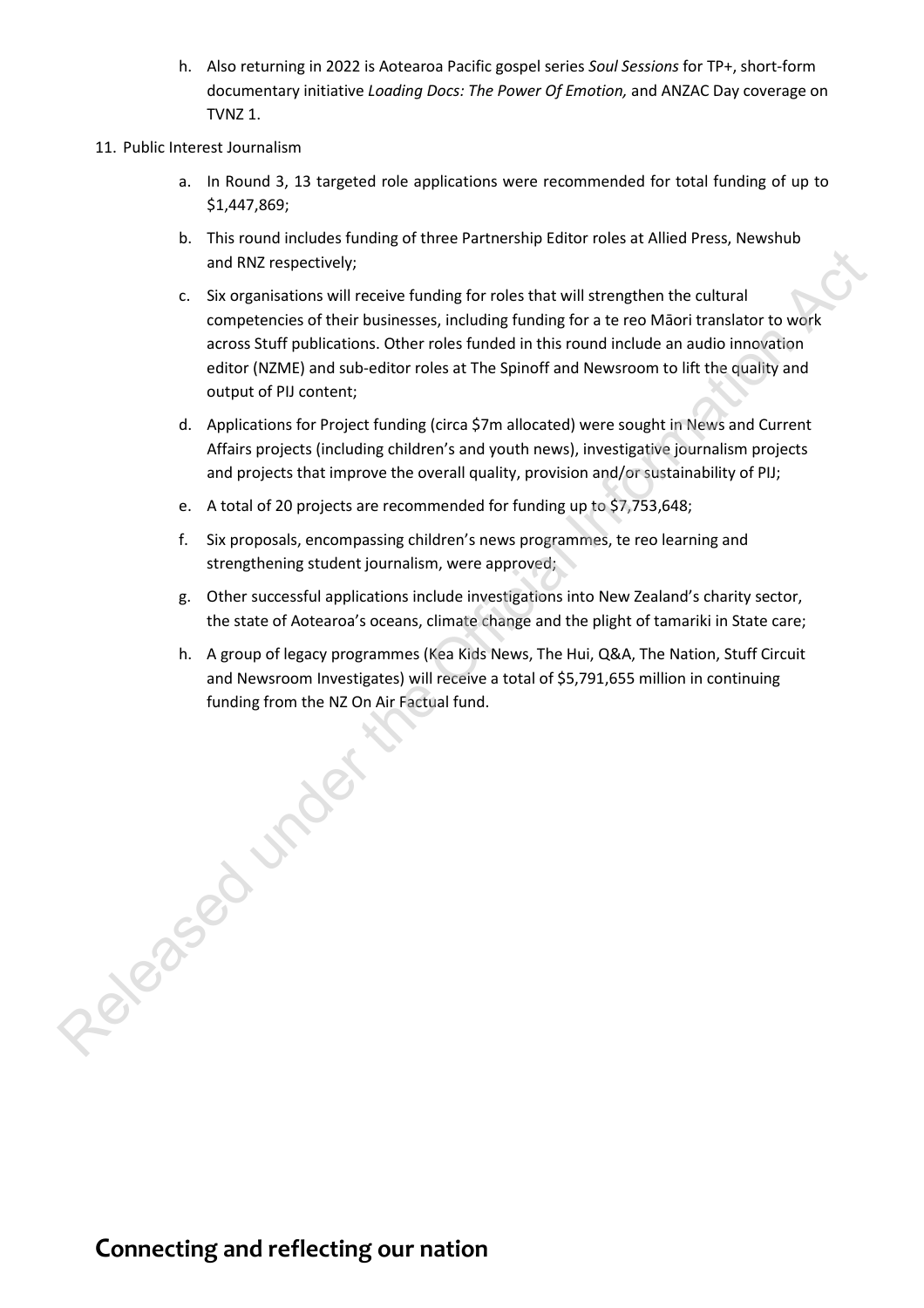h. Also returning in 2022 is Aotearoa Pacific gospel series *Soul Sessions* for TP+, short-form documentary initiative *Loading Docs: The Power Of Emotion,* and ANZAC Day coverage on TVNZ 1.

11. Public Interest Journalism

a. In Round 3, 13 targeted role applications were recommended for total funding of up to $1,447,869;

b. This round includes funding of three Partnership Editor roles at Allied Press, Newshub and RNZ respectively;

c. Six organisations will receive funding for roles that will strengthen the cultural competencies of their businesses, including funding for a te reo Māori translator to work across Stuff publications. Other roles funded in this round include an audio innovation editor (NZME) and sub-editor roles at The Spinoff and Newsroom to lift the quality and output of PIJ content;

d. Applications for Project funding (circa $7m allocated) were sought in News and Current Affairs projects (including children's and youth news), investigative journalism projects and projects that improve the overall quality, provision and/or sustainability of PIJ;

e. A total of 20 projects are recommended for funding up to $7,753,648;

f. Six proposals, encompassing children's news programmes, te reo learning and strengthening student journalism, were approved;

g. Other successful applications include investigations into New Zealand's charity sector, the state of Aotearoa's oceans, climate change and the plight of tamariki in State care;

h. A group of legacy programmes (Kea Kids News, The Hui, Q&A, The Nation, Stuff Circuit and Newsroom Investigates) will receive a total of $5,791,655 million in continuing funding from the NZ On Air Factual fund.